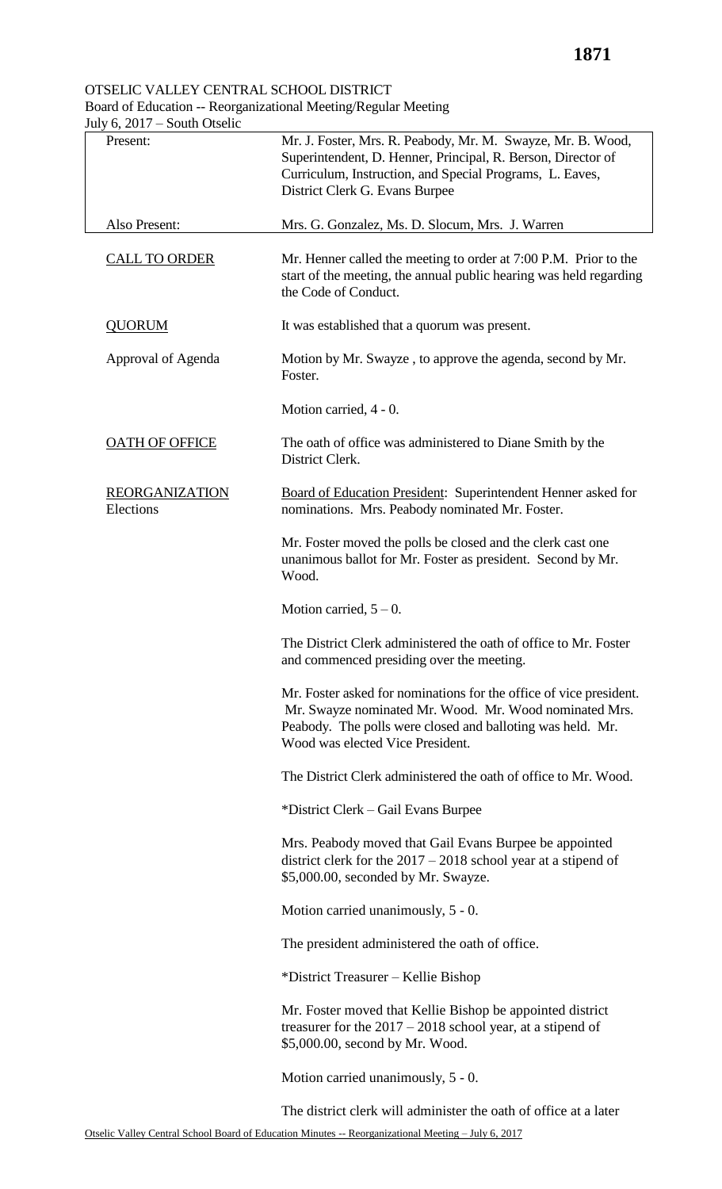OTSELIC VALLEY CENTRAL SCHOOL DISTRICT
Board of Education -- Reorganizational Meeting/Regular Meeting
July 6, 2017 – South Otselic

| | |
|---|---|
| Present: | Mr. J. Foster, Mrs. R. Peabody, Mr. M. Swayze, Mr. B. Wood, Superintendent, D. Henner, Principal, R. Berson, Director of Curriculum, Instruction, and Special Programs, L. Eaves, District Clerk G. Evans Burpee |
| Also Present: | Mrs. G. Gonzalez, Ms. D. Slocum, Mrs. J. Warren |

<u>CALL TO ORDER</u>

Mr. Henner called the meeting to order at 7:00 P.M. Prior to the start of the meeting, the annual public hearing was held regarding the Code of Conduct.

<u>QUORUM</u>

It was established that a quorum was present.

Approval of Agenda

Motion by Mr. Swayze , to approve the agenda, second by Mr. Foster.

Motion carried, 4 - 0.

<u>OATH OF OFFICE</u>

The oath of office was administered to Diane Smith by the District Clerk.

<u>REORGANIZATION</u>
Elections

<u>Board of Education President</u>: Superintendent Henner asked for nominations. Mrs. Peabody nominated Mr. Foster.

Mr. Foster moved the polls be closed and the clerk cast one unanimous ballot for Mr. Foster as president. Second by Mr. Wood.

Motion carried, 5 – 0.

The District Clerk administered the oath of office to Mr. Foster and commenced presiding over the meeting.

Mr. Foster asked for nominations for the office of vice president. Mr. Swayze nominated Mr. Wood. Mr. Wood nominated Mrs. Peabody. The polls were closed and balloting was held. Mr. Wood was elected Vice President.

The District Clerk administered the oath of office to Mr. Wood.

*District Clerk – Gail Evans Burpee

Mrs. Peabody moved that Gail Evans Burpee be appointed district clerk for the 2017 – 2018 school year at a stipend of $5,000.00, seconded by Mr. Swayze.

Motion carried unanimously, 5 - 0.

The president administered the oath of office.

*District Treasurer – Kellie Bishop

Mr. Foster moved that Kellie Bishop be appointed district treasurer for the 2017 – 2018 school year, at a stipend of $5,000.00, second by Mr. Wood.

Motion carried unanimously, 5 - 0.

The district clerk will administer the oath of office at a later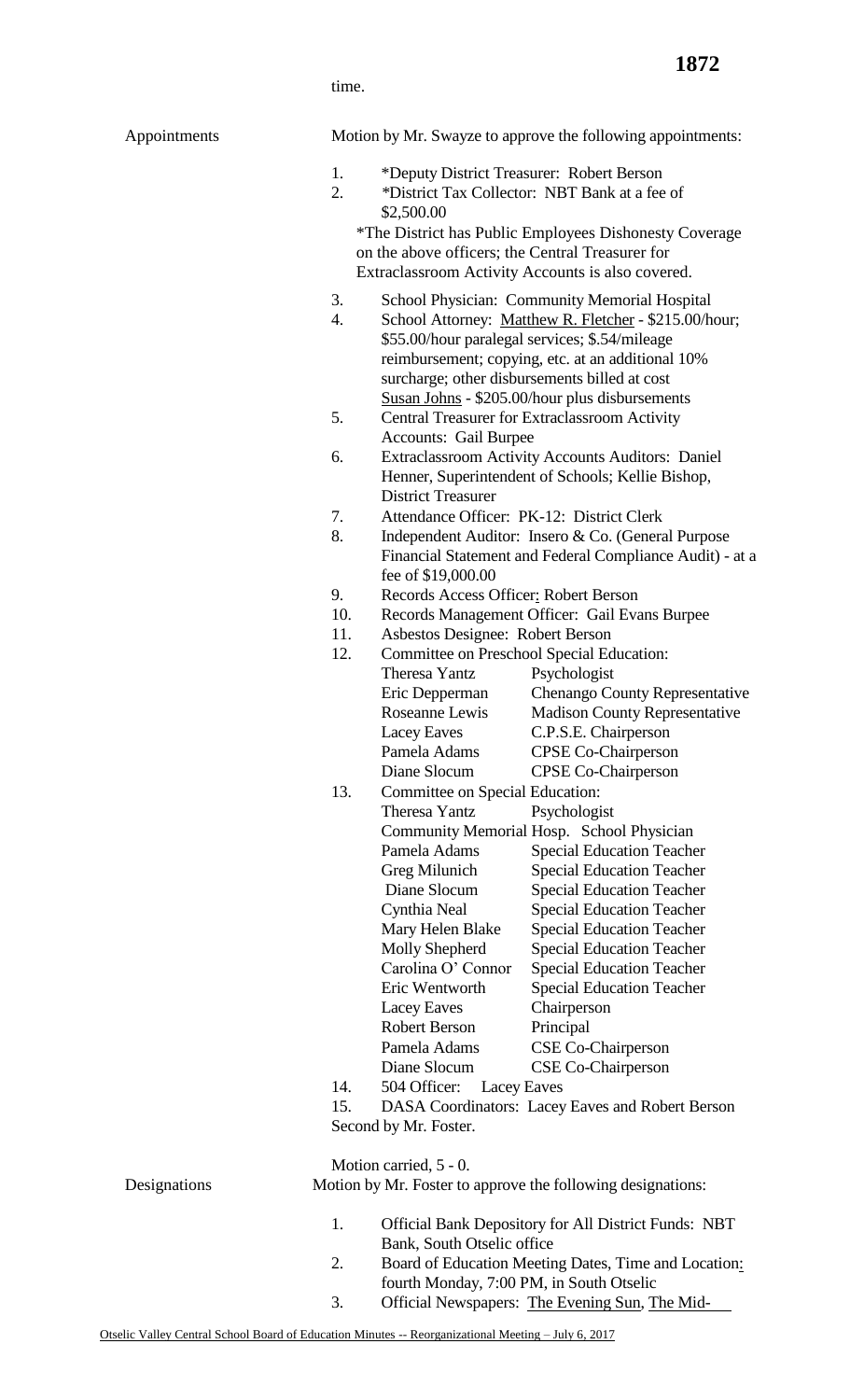time.

Appointments

Motion by Mr. Swayze to approve the following appointments:

1. *Deputy District Treasurer: Robert Berson
2. *District Tax Collector: NBT Bank at a fee of $2,500.00

   *The District has Public Employees Dishonesty Coverage on the above officers; the Central Treasurer for Extraclassroom Activity Accounts is also covered.

3. School Physician: Community Memorial Hospital
4. School Attorney: Matthew R. Fletcher - $215.00/hour; $55.00/hour paralegal services; $.54/mileage reimbursement; copying, etc. at an additional 10% surcharge; other disbursements billed at cost
   Susan Johns - $205.00/hour plus disbursements
5. Central Treasurer for Extraclassroom Activity Accounts: Gail Burpee
6. Extraclassroom Activity Accounts Auditors: Daniel Henner, Superintendent of Schools; Kellie Bishop, District Treasurer
7. Attendance Officer: PK-12: District Clerk
8. Independent Auditor: Insero & Co. (General Purpose Financial Statement and Federal Compliance Audit) - at a fee of $19,000.00
9. Records Access Officer: Robert Berson
10. Records Management Officer: Gail Evans Burpee
11. Asbestos Designee: Robert Berson
12. Committee on Preschool Special Education:

| | |
|---|---|
| Theresa Yantz | Psychologist |
| Eric Depperman | Chenango County Representative |
| Roseanne Lewis | Madison County Representative |
| Lacey Eaves | C.P.S.E. Chairperson |
| Pamela Adams | CPSE Co-Chairperson |
| Diane Slocum | CPSE Co-Chairperson |

13. Committee on Special Education:

| | |
|---|---|
| Theresa Yantz | Psychologist |
| Community Memorial Hosp. | School Physician |
| Pamela Adams | Special Education Teacher |
| Greg Milunich | Special Education Teacher |
| Diane Slocum | Special Education Teacher |
| Cynthia Neal | Special Education Teacher |
| Mary Helen Blake | Special Education Teacher |
| Molly Shepherd | Special Education Teacher |
| Carolina O' Connor | Special Education Teacher |
| Eric Wentworth | Special Education Teacher |
| Lacey Eaves | Chairperson |
| Robert Berson | Principal |
| Pamela Adams | CSE Co-Chairperson |
| Diane Slocum | CSE Co-Chairperson |

14. 504 Officer: Lacey Eaves
15. DASA Coordinators: Lacey Eaves and Robert Berson

Second by Mr. Foster.

Motion carried, 5 - 0.

Designations

Motion by Mr. Foster to approve the following designations:

1. Official Bank Depository for All District Funds: NBT Bank, South Otselic office
2. Board of Education Meeting Dates, Time and Location: fourth Monday, 7:00 PM, in South Otselic
3. Official Newspapers: The Evening Sun, The Mid-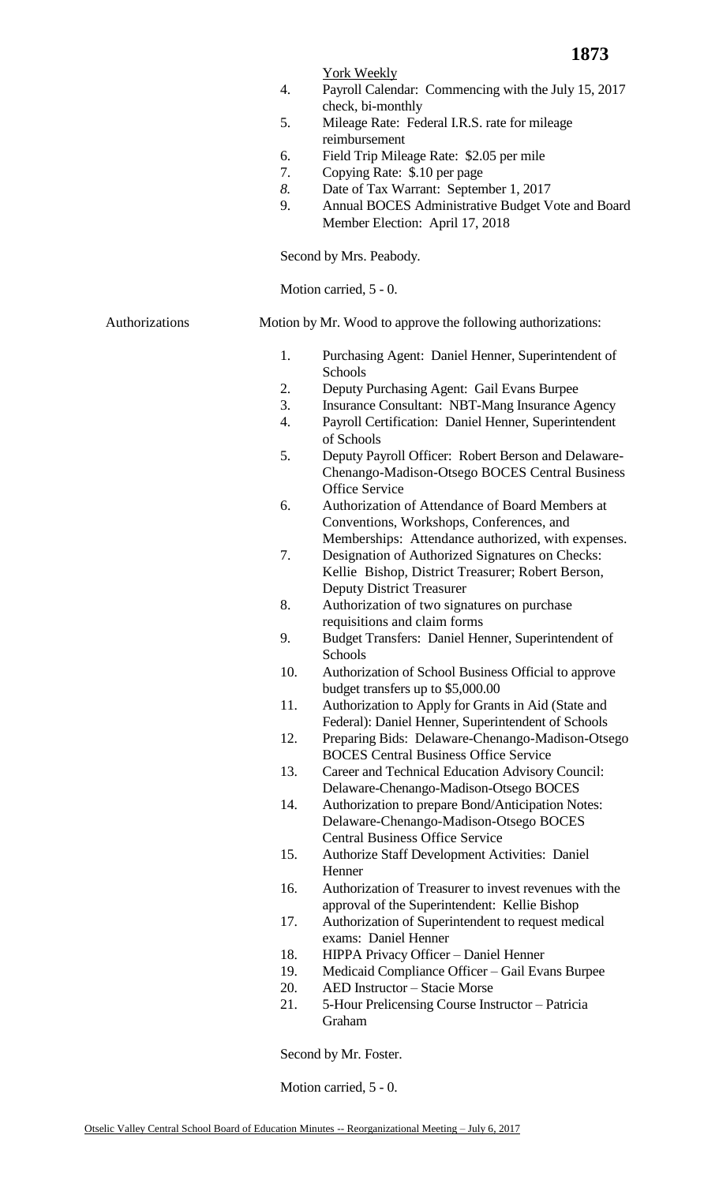York Weekly

4. Payroll Calendar: Commencing with the July 15, 2017 check, bi-monthly
5. Mileage Rate: Federal I.R.S. rate for mileage reimbursement
6. Field Trip Mileage Rate: $2.05 per mile
7. Copying Rate: $.10 per page
8. Date of Tax Warrant: September 1, 2017
9. Annual BOCES Administrative Budget Vote and Board Member Election: April 17, 2018

Second by Mrs. Peabody.

Motion carried, 5 - 0.

Authorizations

Motion by Mr. Wood to approve the following authorizations:

1. Purchasing Agent: Daniel Henner, Superintendent of Schools
2. Deputy Purchasing Agent: Gail Evans Burpee
3. Insurance Consultant: NBT-Mang Insurance Agency
4. Payroll Certification: Daniel Henner, Superintendent of Schools
5. Deputy Payroll Officer: Robert Berson and Delaware-Chenango-Madison-Otsego BOCES Central Business Office Service
6. Authorization of Attendance of Board Members at Conventions, Workshops, Conferences, and Memberships: Attendance authorized, with expenses.
7. Designation of Authorized Signatures on Checks: Kellie Bishop, District Treasurer; Robert Berson, Deputy District Treasurer
8. Authorization of two signatures on purchase requisitions and claim forms
9. Budget Transfers: Daniel Henner, Superintendent of Schools
10. Authorization of School Business Official to approve budget transfers up to $5,000.00
11. Authorization to Apply for Grants in Aid (State and Federal): Daniel Henner, Superintendent of Schools
12. Preparing Bids: Delaware-Chenango-Madison-Otsego BOCES Central Business Office Service
13. Career and Technical Education Advisory Council: Delaware-Chenango-Madison-Otsego BOCES
14. Authorization to prepare Bond/Anticipation Notes: Delaware-Chenango-Madison-Otsego BOCES Central Business Office Service
15. Authorize Staff Development Activities: Daniel Henner
16. Authorization of Treasurer to invest revenues with the approval of the Superintendent: Kellie Bishop
17. Authorization of Superintendent to request medical exams: Daniel Henner
18. HIPPA Privacy Officer – Daniel Henner
19. Medicaid Compliance Officer – Gail Evans Burpee
20. AED Instructor – Stacie Morse
21. 5-Hour Prelicensing Course Instructor – Patricia Graham

Second by Mr. Foster.

Motion carried, 5 - 0.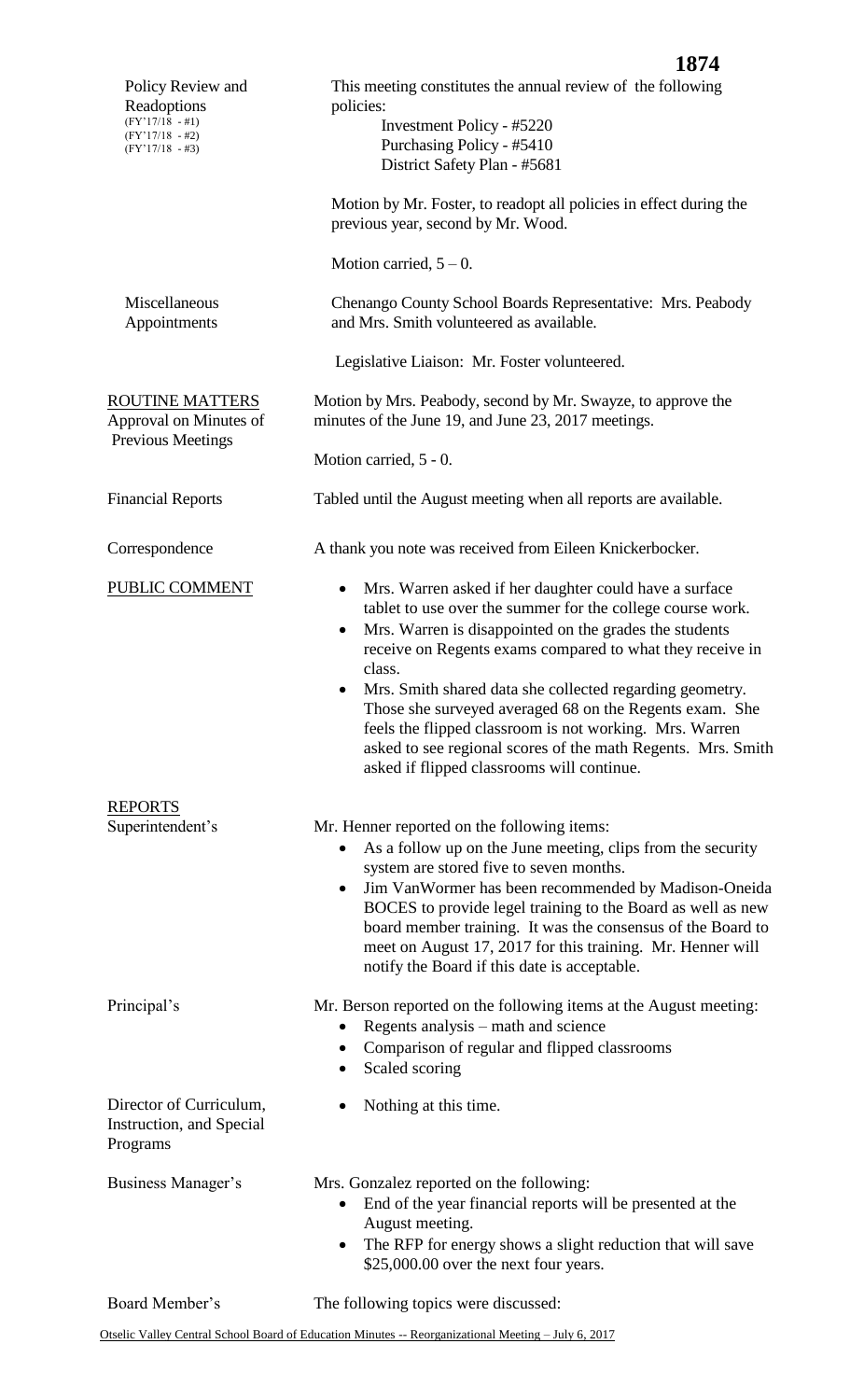| | |
|---|---|
| Policy Review and Readoptions (FY'17/18 - #1) (FY'17/18 - #2) (FY'17/18 - #3) | This meeting constitutes the annual review of the following policies:<br>Investment Policy - #5220<br>Purchasing Policy - #5410<br>District Safety Plan - #5681<br><br>Motion by Mr. Foster, to readopt all policies in effect during the previous year, second by Mr. Wood.<br><br>Motion carried, 5 – 0. |
| Miscellaneous Appointments | Chenango County School Boards Representative: Mrs. Peabody and Mrs. Smith volunteered as available.<br><br>Legislative Liaison: Mr. Foster volunteered. |
| <u>ROUTINE MATTERS</u> Approval on Minutes of Previous Meetings | Motion by Mrs. Peabody, second by Mr. Swayze, to approve the minutes of the June 19, and June 23, 2017 meetings.<br><br>Motion carried, 5 - 0. |
| Financial Reports | Tabled until the August meeting when all reports are available. |
| Correspondence | A thank you note was received from Eileen Knickerbocker. |
| <u>PUBLIC COMMENT</u> | • Mrs. Warren asked if her daughter could have a surface tablet to use over the summer for the college course work.<br>• Mrs. Warren is disappointed on the grades the students receive on Regents exams compared to what they receive in class.<br>• Mrs. Smith shared data she collected regarding geometry. Those she surveyed averaged 68 on the Regents exam. She feels the flipped classroom is not working. Mrs. Warren asked to see regional scores of the math Regents. Mrs. Smith asked if flipped classrooms will continue. |
| <u>REPORTS</u> Superintendent's | Mr. Henner reported on the following items:<br>• As a follow up on the June meeting, clips from the security system are stored five to seven months.<br>• Jim VanWormer has been recommended by Madison-Oneida BOCES to provide legel training to the Board as well as new board member training. It was the consensus of the Board to meet on August 17, 2017 for this training. Mr. Henner will notify the Board if this date is acceptable. |
| Principal's | Mr. Berson reported on the following items at the August meeting:<br>• Regents analysis – math and science<br>• Comparison of regular and flipped classrooms<br>• Scaled scoring |
| Director of Curriculum, Instruction, and Special Programs | • Nothing at this time. |
| Business Manager's | Mrs. Gonzalez reported on the following:<br>• End of the year financial reports will be presented at the August meeting.<br>• The RFP for energy shows a slight reduction that will save $25,000.00 over the next four years. |
| Board Member's | The following topics were discussed: |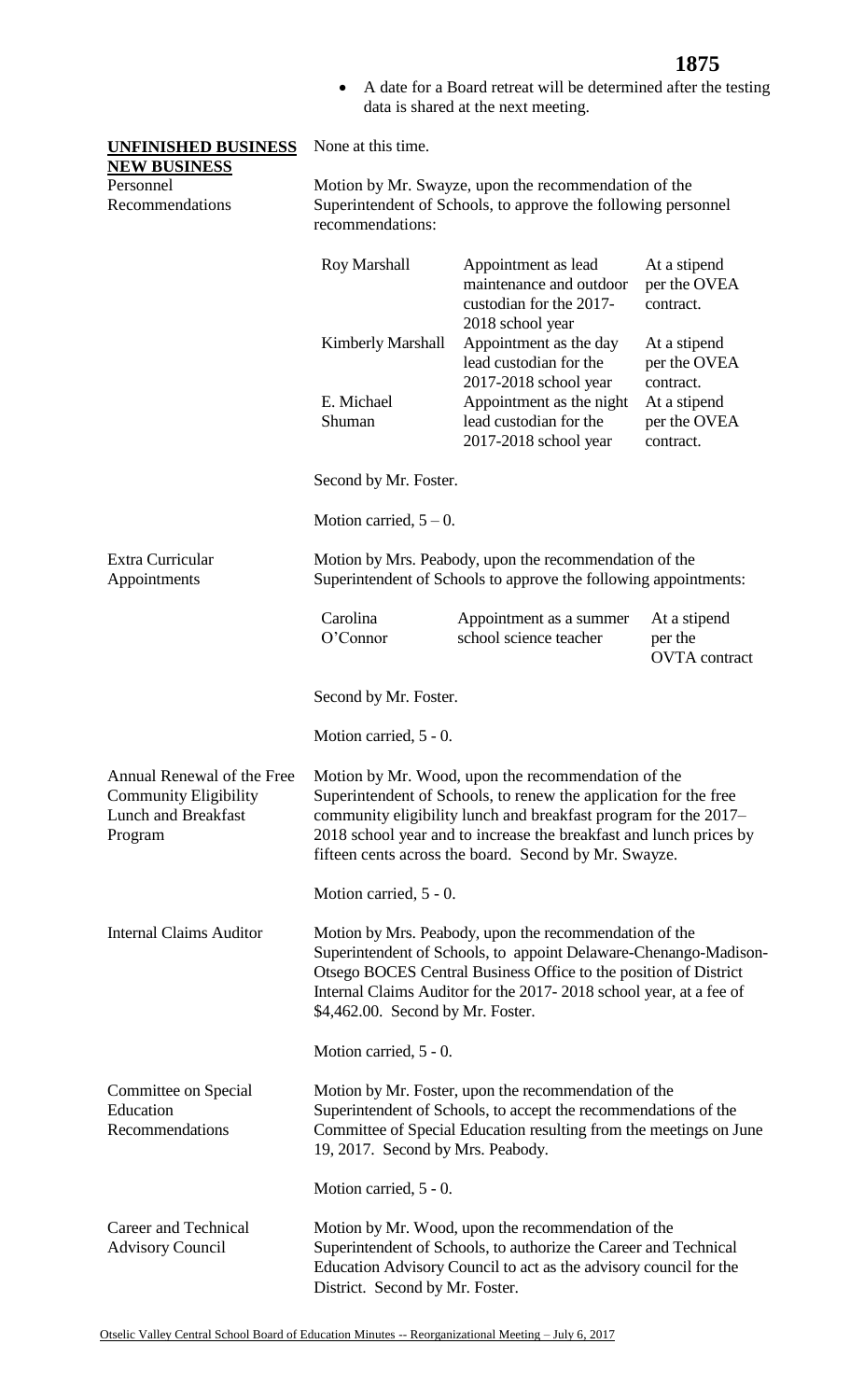- A date for a Board retreat will be determined after the testing data is shared at the next meeting.

**UNFINISHED BUSINESS**

None at this time.

**NEW BUSINESS**

**Personnel Recommendations**

Motion by Mr. Swayze, upon the recommendation of the Superintendent of Schools, to approve the following personnel recommendations:

| | | |
|---|---|---|
| Roy Marshall | Appointment as lead maintenance and outdoor custodian for the 2017-2018 school year | At a stipend per the OVEA contract. |
| Kimberly Marshall | Appointment as the day lead custodian for the 2017-2018 school year | At a stipend per the OVEA contract. |
| E. Michael Shuman | Appointment as the night lead custodian for the 2017-2018 school year | At a stipend per the OVEA contract. |

Second by Mr. Foster.

Motion carried, 5 – 0.

**Extra Curricular Appointments**

Motion by Mrs. Peabody, upon the recommendation of the Superintendent of Schools to approve the following appointments:

| | | |
|---|---|---|
| Carolina O'Connor | Appointment as a summer school science teacher | At a stipend per the OVTA contract |

Second by Mr. Foster.

Motion carried, 5 - 0.

**Annual Renewal of the Free Community Eligibility Lunch and Breakfast Program**

Motion by Mr. Wood, upon the recommendation of the Superintendent of Schools, to renew the application for the free community eligibility lunch and breakfast program for the 2017–2018 school year and to increase the breakfast and lunch prices by fifteen cents across the board. Second by Mr. Swayze.

Motion carried, 5 - 0.

**Internal Claims Auditor**

Motion by Mrs. Peabody, upon the recommendation of the Superintendent of Schools, to appoint Delaware-Chenango-Madison-Otsego BOCES Central Business Office to the position of District Internal Claims Auditor for the 2017- 2018 school year, at a fee of $4,462.00. Second by Mr. Foster.

Motion carried, 5 - 0.

**Committee on Special Education Recommendations**

Motion by Mr. Foster, upon the recommendation of the Superintendent of Schools, to accept the recommendations of the Committee of Special Education resulting from the meetings on June 19, 2017. Second by Mrs. Peabody.

Motion carried, 5 - 0.

**Career and Technical Advisory Council**

Motion by Mr. Wood, upon the recommendation of the Superintendent of Schools, to authorize the Career and Technical Education Advisory Council to act as the advisory council for the District. Second by Mr. Foster.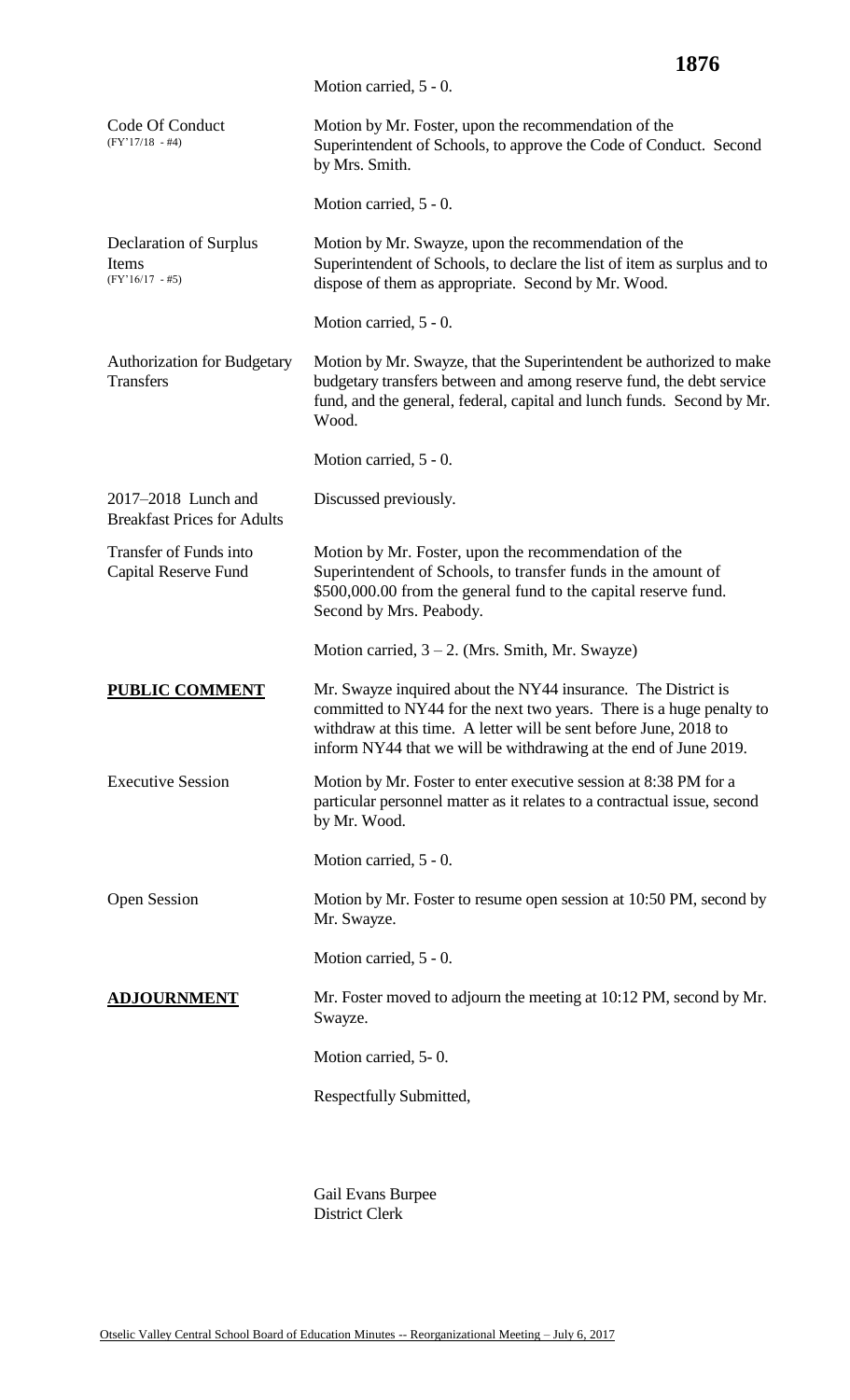Motion carried, 5 - 0.

| | |
|---|---|
| Code Of Conduct (FY'17/18 - #4) | Motion by Mr. Foster, upon the recommendation of the Superintendent of Schools, to approve the Code of Conduct. Second by Mrs. Smith. |
| | Motion carried, 5 - 0. |
| Declaration of Surplus Items (FY'16/17 - #5) | Motion by Mr. Swayze, upon the recommendation of the Superintendent of Schools, to declare the list of item as surplus and to dispose of them as appropriate. Second by Mr. Wood. |
| | Motion carried, 5 - 0. |
| Authorization for Budgetary Transfers | Motion by Mr. Swayze, that the Superintendent be authorized to make budgetary transfers between and among reserve fund, the debt service fund, and the general, federal, capital and lunch funds. Second by Mr. Wood. |
| | Motion carried, 5 - 0. |
| 2017–2018 Lunch and Breakfast Prices for Adults | Discussed previously. |
| Transfer of Funds into Capital Reserve Fund | Motion by Mr. Foster, upon the recommendation of the Superintendent of Schools, to transfer funds in the amount of $500,000.00 from the general fund to the capital reserve fund. Second by Mrs. Peabody. |
| | Motion carried, 3 – 2. (Mrs. Smith, Mr. Swayze) |
| **PUBLIC COMMENT** | Mr. Swayze inquired about the NY44 insurance. The District is committed to NY44 for the next two years. There is a huge penalty to withdraw at this time. A letter will be sent before June, 2018 to inform NY44 that we will be withdrawing at the end of June 2019. |
| Executive Session | Motion by Mr. Foster to enter executive session at 8:38 PM for a particular personnel matter as it relates to a contractual issue, second by Mr. Wood. |
| | Motion carried, 5 - 0. |
| Open Session | Motion by Mr. Foster to resume open session at 10:50 PM, second by Mr. Swayze. |
| | Motion carried, 5 - 0. |
| **ADJOURNMENT** | Mr. Foster moved to adjourn the meeting at 10:12 PM, second by Mr. Swayze. |
| | Motion carried, 5- 0. |

Respectfully Submitted,

Gail Evans Burpee
District Clerk